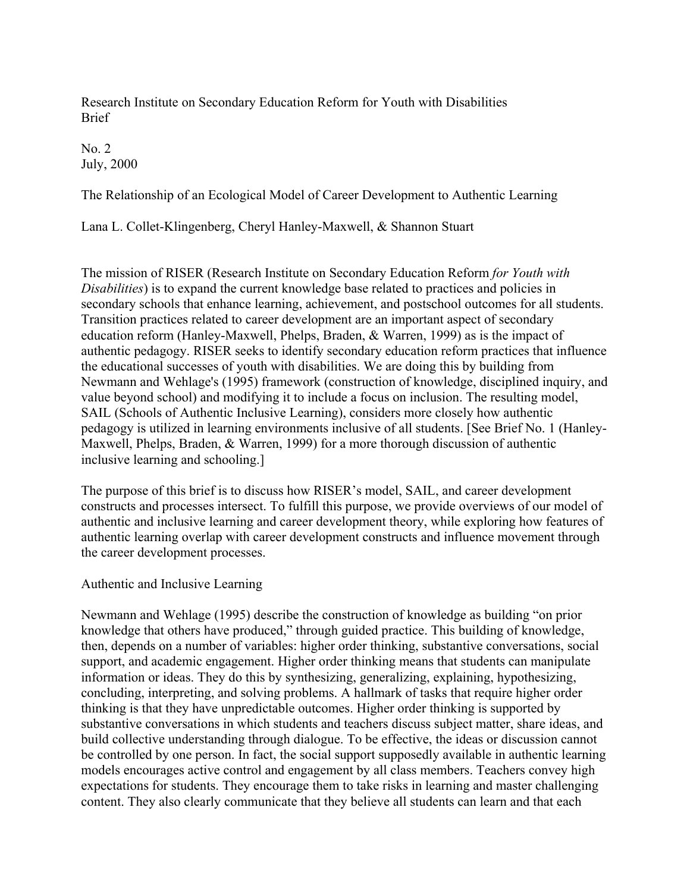Research Institute on Secondary Education Reform for Youth with Disabilities
Brief

No. 2
July, 2000

# The Relationship of an Ecological Model of Career Development to Authentic Learning

Lana L. Collet-Klingenberg, Cheryl Hanley-Maxwell, & Shannon Stuart

The mission of RISER (Research Institute on Secondary Education Reform *for Youth with Disabilities*) is to expand the current knowledge base related to practices and policies in secondary schools that enhance learning, achievement, and postschool outcomes for all students. Transition practices related to career development are an important aspect of secondary education reform (Hanley-Maxwell, Phelps, Braden, & Warren, 1999) as is the impact of authentic pedagogy. RISER seeks to identify secondary education reform practices that influence the educational successes of youth with disabilities. We are doing this by building from Newmann and Wehlage's (1995) framework (construction of knowledge, disciplined inquiry, and value beyond school) and modifying it to include a focus on inclusion. The resulting model, SAIL (Schools of Authentic Inclusive Learning), considers more closely how authentic pedagogy is utilized in learning environments inclusive of all students. [See Brief No. 1 (Hanley-Maxwell, Phelps, Braden, & Warren, 1999) for a more thorough discussion of authentic inclusive learning and schooling.]

The purpose of this brief is to discuss how RISER's model, SAIL, and career development constructs and processes intersect. To fulfill this purpose, we provide overviews of our model of authentic and inclusive learning and career development theory, while exploring how features of authentic learning overlap with career development constructs and influence movement through the career development processes.

## Authentic and Inclusive Learning

Newmann and Wehlage (1995) describe the construction of knowledge as building "on prior knowledge that others have produced," through guided practice. This building of knowledge, then, depends on a number of variables: higher order thinking, substantive conversations, social support, and academic engagement. Higher order thinking means that students can manipulate information or ideas. They do this by synthesizing, generalizing, explaining, hypothesizing, concluding, interpreting, and solving problems. A hallmark of tasks that require higher order thinking is that they have unpredictable outcomes. Higher order thinking is supported by substantive conversations in which students and teachers discuss subject matter, share ideas, and build collective understanding through dialogue. To be effective, the ideas or discussion cannot be controlled by one person. In fact, the social support supposedly available in authentic learning models encourages active control and engagement by all class members. Teachers convey high expectations for students. They encourage them to take risks in learning and master challenging content. They also clearly communicate that they believe all students can learn and that each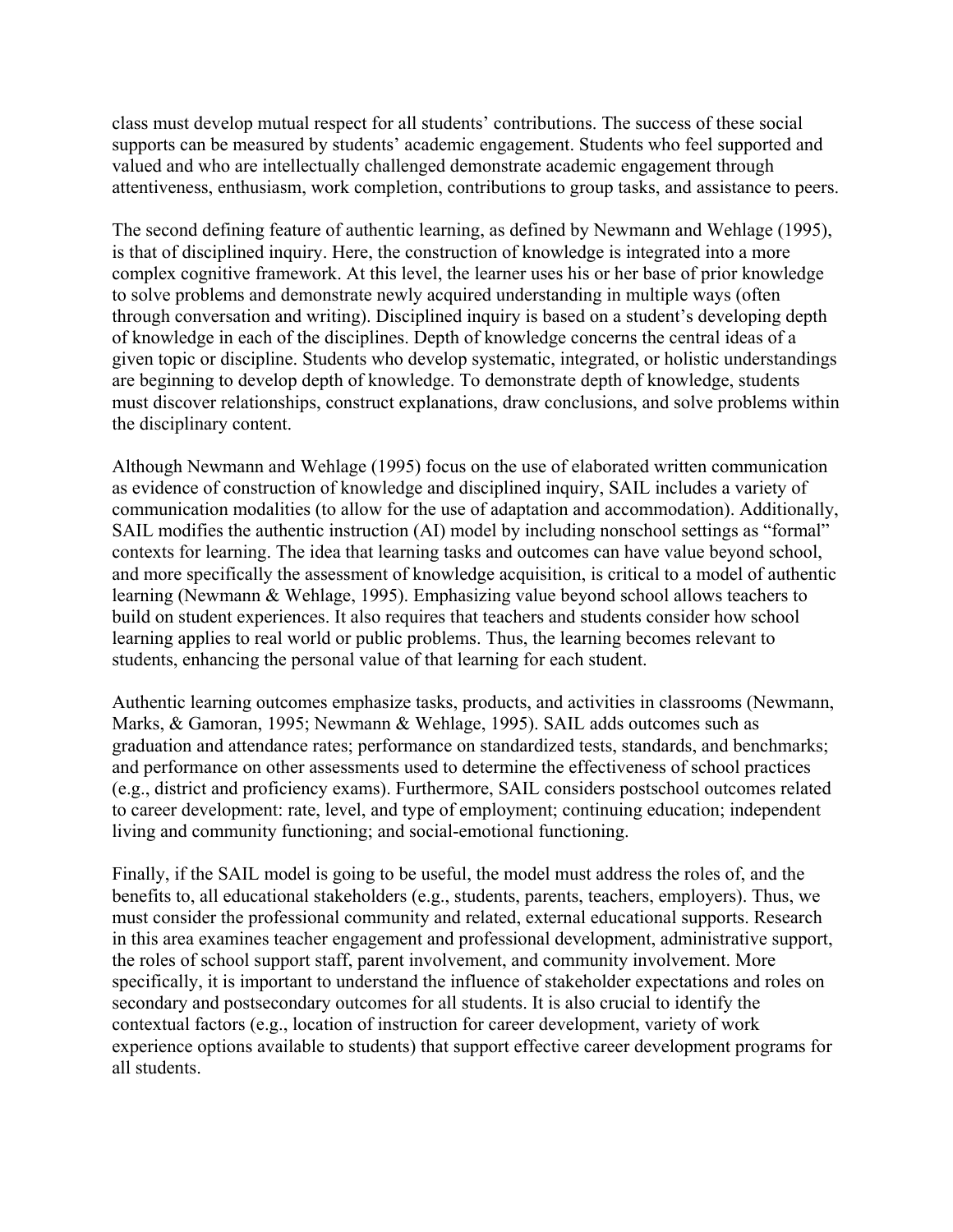class must develop mutual respect for all students' contributions. The success of these social supports can be measured by students' academic engagement. Students who feel supported and valued and who are intellectually challenged demonstrate academic engagement through attentiveness, enthusiasm, work completion, contributions to group tasks, and assistance to peers.

The second defining feature of authentic learning, as defined by Newmann and Wehlage (1995), is that of disciplined inquiry. Here, the construction of knowledge is integrated into a more complex cognitive framework. At this level, the learner uses his or her base of prior knowledge to solve problems and demonstrate newly acquired understanding in multiple ways (often through conversation and writing). Disciplined inquiry is based on a student's developing depth of knowledge in each of the disciplines. Depth of knowledge concerns the central ideas of a given topic or discipline. Students who develop systematic, integrated, or holistic understandings are beginning to develop depth of knowledge. To demonstrate depth of knowledge, students must discover relationships, construct explanations, draw conclusions, and solve problems within the disciplinary content.

Although Newmann and Wehlage (1995) focus on the use of elaborated written communication as evidence of construction of knowledge and disciplined inquiry, SAIL includes a variety of communication modalities (to allow for the use of adaptation and accommodation). Additionally, SAIL modifies the authentic instruction (AI) model by including nonschool settings as "formal" contexts for learning. The idea that learning tasks and outcomes can have value beyond school, and more specifically the assessment of knowledge acquisition, is critical to a model of authentic learning (Newmann & Wehlage, 1995). Emphasizing value beyond school allows teachers to build on student experiences. It also requires that teachers and students consider how school learning applies to real world or public problems. Thus, the learning becomes relevant to students, enhancing the personal value of that learning for each student.

Authentic learning outcomes emphasize tasks, products, and activities in classrooms (Newmann, Marks, & Gamoran, 1995; Newmann & Wehlage, 1995). SAIL adds outcomes such as graduation and attendance rates; performance on standardized tests, standards, and benchmarks; and performance on other assessments used to determine the effectiveness of school practices (e.g., district and proficiency exams). Furthermore, SAIL considers postschool outcomes related to career development: rate, level, and type of employment; continuing education; independent living and community functioning; and social-emotional functioning.

Finally, if the SAIL model is going to be useful, the model must address the roles of, and the benefits to, all educational stakeholders (e.g., students, parents, teachers, employers). Thus, we must consider the professional community and related, external educational supports. Research in this area examines teacher engagement and professional development, administrative support, the roles of school support staff, parent involvement, and community involvement. More specifically, it is important to understand the influence of stakeholder expectations and roles on secondary and postsecondary outcomes for all students. It is also crucial to identify the contextual factors (e.g., location of instruction for career development, variety of work experience options available to students) that support effective career development programs for all students.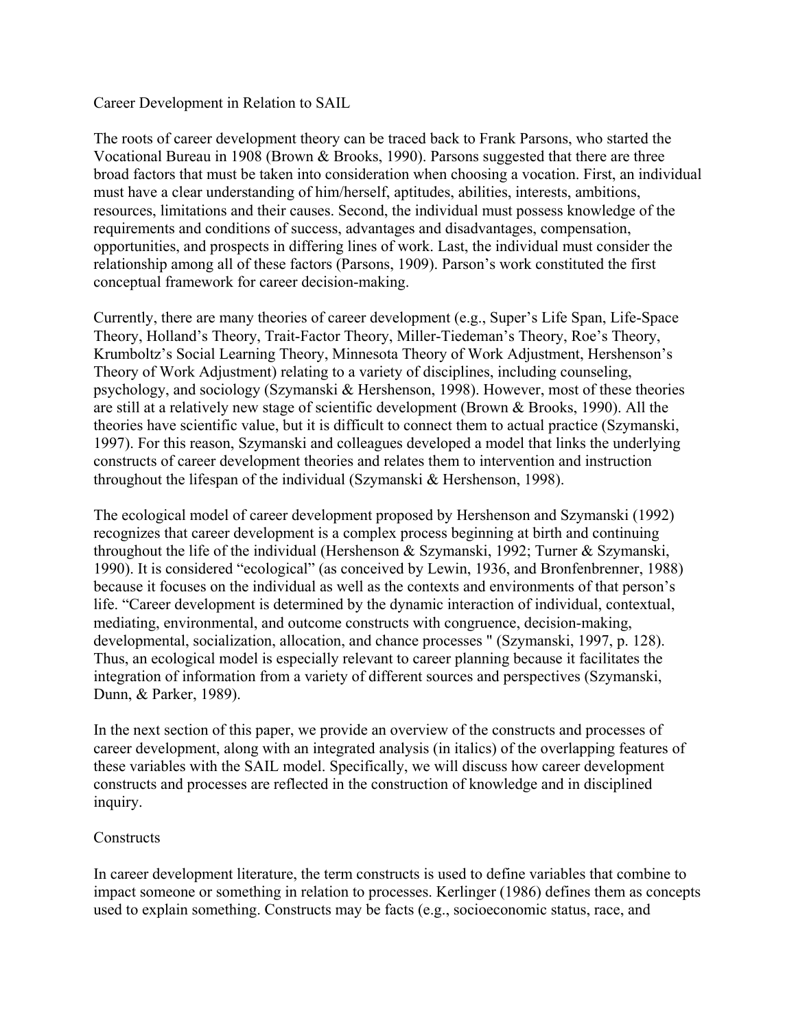## Career Development in Relation to SAIL

The roots of career development theory can be traced back to Frank Parsons, who started the Vocational Bureau in 1908 (Brown & Brooks, 1990). Parsons suggested that there are three broad factors that must be taken into consideration when choosing a vocation. First, an individual must have a clear understanding of him/herself, aptitudes, abilities, interests, ambitions, resources, limitations and their causes. Second, the individual must possess knowledge of the requirements and conditions of success, advantages and disadvantages, compensation, opportunities, and prospects in differing lines of work. Last, the individual must consider the relationship among all of these factors (Parsons, 1909). Parson's work constituted the first conceptual framework for career decision-making.

Currently, there are many theories of career development (e.g., Super's Life Span, Life-Space Theory, Holland's Theory, Trait-Factor Theory, Miller-Tiedeman's Theory, Roe's Theory, Krumboltz's Social Learning Theory, Minnesota Theory of Work Adjustment, Hershenson's Theory of Work Adjustment) relating to a variety of disciplines, including counseling, psychology, and sociology (Szymanski & Hershenson, 1998). However, most of these theories are still at a relatively new stage of scientific development (Brown & Brooks, 1990). All the theories have scientific value, but it is difficult to connect them to actual practice (Szymanski, 1997). For this reason, Szymanski and colleagues developed a model that links the underlying constructs of career development theories and relates them to intervention and instruction throughout the lifespan of the individual (Szymanski & Hershenson, 1998).

The ecological model of career development proposed by Hershenson and Szymanski (1992) recognizes that career development is a complex process beginning at birth and continuing throughout the life of the individual (Hershenson & Szymanski, 1992; Turner & Szymanski, 1990). It is considered "ecological" (as conceived by Lewin, 1936, and Bronfenbrenner, 1988) because it focuses on the individual as well as the contexts and environments of that person's life. "Career development is determined by the dynamic interaction of individual, contextual, mediating, environmental, and outcome constructs with congruence, decision-making, developmental, socialization, allocation, and chance processes " (Szymanski, 1997, p. 128). Thus, an ecological model is especially relevant to career planning because it facilitates the integration of information from a variety of different sources and perspectives (Szymanski, Dunn, & Parker, 1989).

In the next section of this paper, we provide an overview of the constructs and processes of career development, along with an integrated analysis (in italics) of the overlapping features of these variables with the SAIL model. Specifically, we will discuss how career development constructs and processes are reflected in the construction of knowledge and in disciplined inquiry.

### Constructs

In career development literature, the term constructs is used to define variables that combine to impact someone or something in relation to processes. Kerlinger (1986) defines them as concepts used to explain something. Constructs may be facts (e.g., socioeconomic status, race, and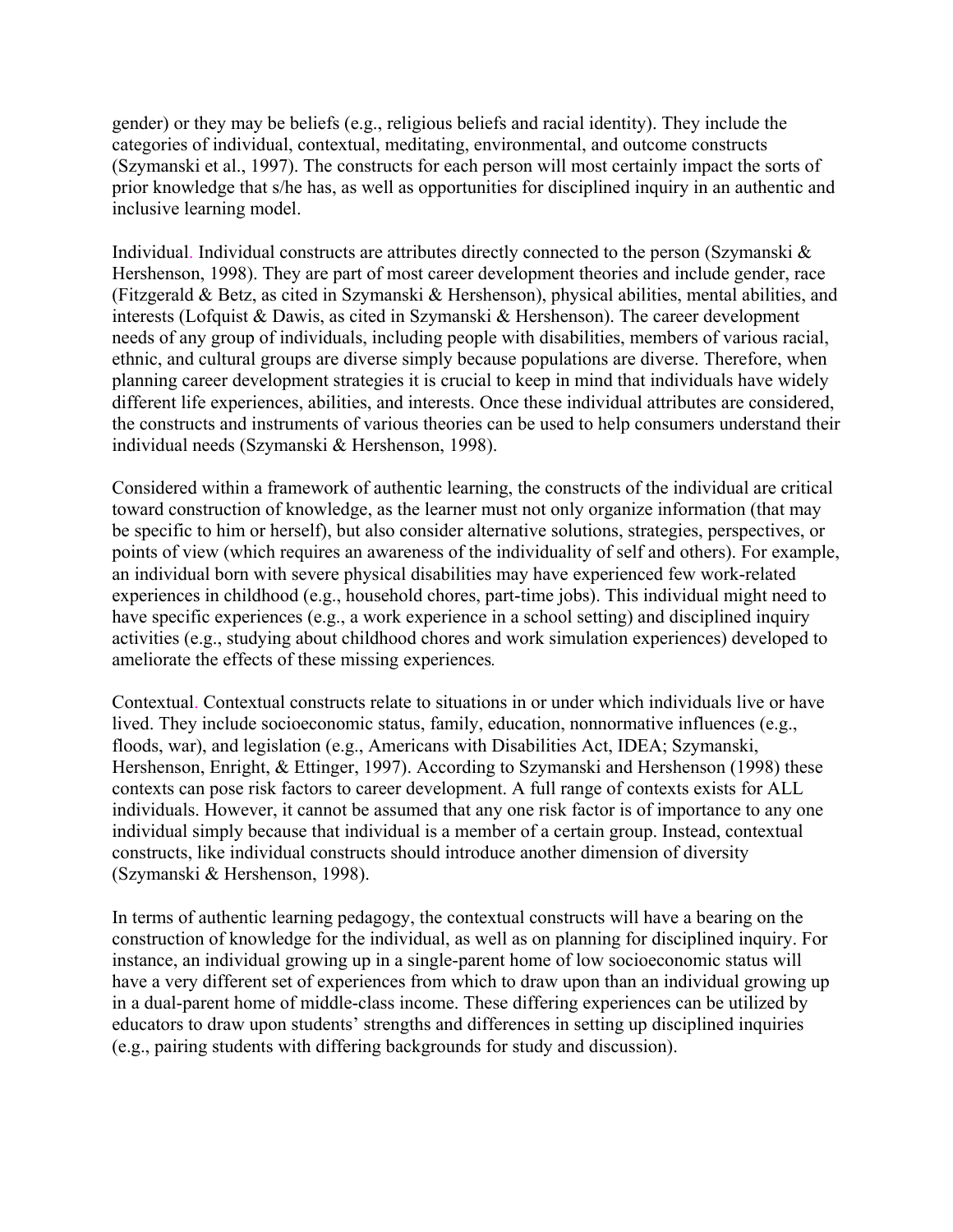gender) or they may be beliefs (e.g., religious beliefs and racial identity). They include the categories of individual, contextual, meditating, environmental, and outcome constructs (Szymanski et al., 1997). The constructs for each person will most certainly impact the sorts of prior knowledge that s/he has, as well as opportunities for disciplined inquiry in an authentic and inclusive learning model.

Individual. Individual constructs are attributes directly connected to the person (Szymanski & Hershenson, 1998). They are part of most career development theories and include gender, race (Fitzgerald & Betz, as cited in Szymanski & Hershenson), physical abilities, mental abilities, and interests (Lofquist & Dawis, as cited in Szymanski & Hershenson). The career development needs of any group of individuals, including people with disabilities, members of various racial, ethnic, and cultural groups are diverse simply because populations are diverse. Therefore, when planning career development strategies it is crucial to keep in mind that individuals have widely different life experiences, abilities, and interests. Once these individual attributes are considered, the constructs and instruments of various theories can be used to help consumers understand their individual needs (Szymanski & Hershenson, 1998).

Considered within a framework of authentic learning, the constructs of the individual are critical toward construction of knowledge, as the learner must not only organize information (that may be specific to him or herself), but also consider alternative solutions, strategies, perspectives, or points of view (which requires an awareness of the individuality of self and others). For example, an individual born with severe physical disabilities may have experienced few work-related experiences in childhood (e.g., household chores, part-time jobs). This individual might need to have specific experiences (e.g., a work experience in a school setting) and disciplined inquiry activities (e.g., studying about childhood chores and work simulation experiences) developed to ameliorate the effects of these missing experiences.

Contextual. Contextual constructs relate to situations in or under which individuals live or have lived. They include socioeconomic status, family, education, nonnormative influences (e.g., floods, war), and legislation (e.g., Americans with Disabilities Act, IDEA; Szymanski, Hershenson, Enright, & Ettinger, 1997). According to Szymanski and Hershenson (1998) these contexts can pose risk factors to career development. A full range of contexts exists for ALL individuals. However, it cannot be assumed that any one risk factor is of importance to any one individual simply because that individual is a member of a certain group. Instead, contextual constructs, like individual constructs should introduce another dimension of diversity (Szymanski & Hershenson, 1998).

In terms of authentic learning pedagogy, the contextual constructs will have a bearing on the construction of knowledge for the individual, as well as on planning for disciplined inquiry. For instance, an individual growing up in a single-parent home of low socioeconomic status will have a very different set of experiences from which to draw upon than an individual growing up in a dual-parent home of middle-class income. These differing experiences can be utilized by educators to draw upon students' strengths and differences in setting up disciplined inquiries (e.g., pairing students with differing backgrounds for study and discussion).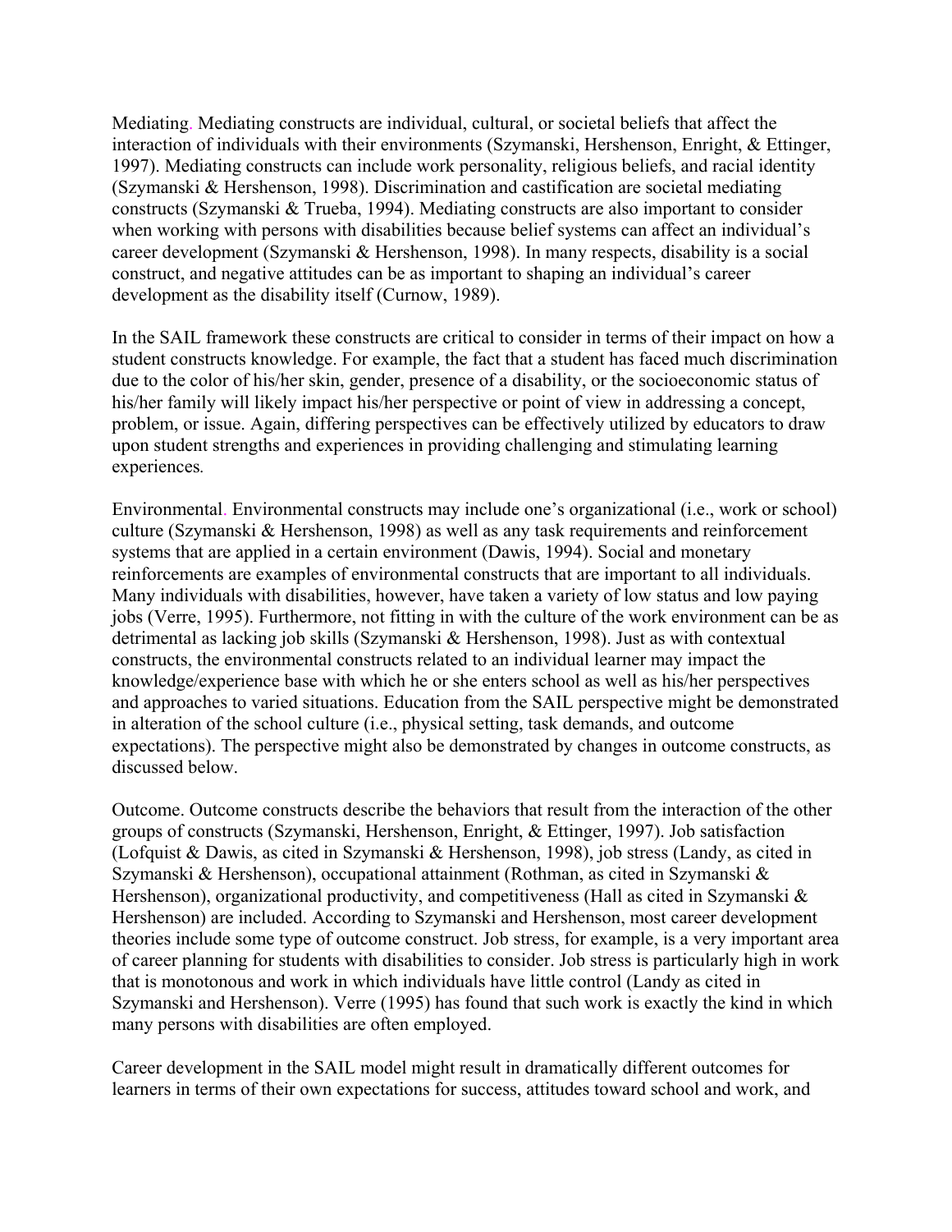Mediating. Mediating constructs are individual, cultural, or societal beliefs that affect the interaction of individuals with their environments (Szymanski, Hershenson, Enright, & Ettinger, 1997). Mediating constructs can include work personality, religious beliefs, and racial identity (Szymanski & Hershenson, 1998). Discrimination and castification are societal mediating constructs (Szymanski & Trueba, 1994). Mediating constructs are also important to consider when working with persons with disabilities because belief systems can affect an individual's career development (Szymanski & Hershenson, 1998). In many respects, disability is a social construct, and negative attitudes can be as important to shaping an individual's career development as the disability itself (Curnow, 1989).

In the SAIL framework these constructs are critical to consider in terms of their impact on how a student constructs knowledge. For example, the fact that a student has faced much discrimination due to the color of his/her skin, gender, presence of a disability, or the socioeconomic status of his/her family will likely impact his/her perspective or point of view in addressing a concept, problem, or issue. Again, differing perspectives can be effectively utilized by educators to draw upon student strengths and experiences in providing challenging and stimulating learning experiences.

Environmental. Environmental constructs may include one's organizational (i.e., work or school) culture (Szymanski & Hershenson, 1998) as well as any task requirements and reinforcement systems that are applied in a certain environment (Dawis, 1994). Social and monetary reinforcements are examples of environmental constructs that are important to all individuals. Many individuals with disabilities, however, have taken a variety of low status and low paying jobs (Verre, 1995). Furthermore, not fitting in with the culture of the work environment can be as detrimental as lacking job skills (Szymanski & Hershenson, 1998). Just as with contextual constructs, the environmental constructs related to an individual learner may impact the knowledge/experience base with which he or she enters school as well as his/her perspectives and approaches to varied situations. Education from the SAIL perspective might be demonstrated in alteration of the school culture (i.e., physical setting, task demands, and outcome expectations). The perspective might also be demonstrated by changes in outcome constructs, as discussed below.

Outcome. Outcome constructs describe the behaviors that result from the interaction of the other groups of constructs (Szymanski, Hershenson, Enright, & Ettinger, 1997). Job satisfaction (Lofquist & Dawis, as cited in Szymanski & Hershenson, 1998), job stress (Landy, as cited in Szymanski & Hershenson), occupational attainment (Rothman, as cited in Szymanski & Hershenson), organizational productivity, and competitiveness (Hall as cited in Szymanski & Hershenson) are included. According to Szymanski and Hershenson, most career development theories include some type of outcome construct. Job stress, for example, is a very important area of career planning for students with disabilities to consider. Job stress is particularly high in work that is monotonous and work in which individuals have little control (Landy as cited in Szymanski and Hershenson). Verre (1995) has found that such work is exactly the kind in which many persons with disabilities are often employed.

Career development in the SAIL model might result in dramatically different outcomes for learners in terms of their own expectations for success, attitudes toward school and work, and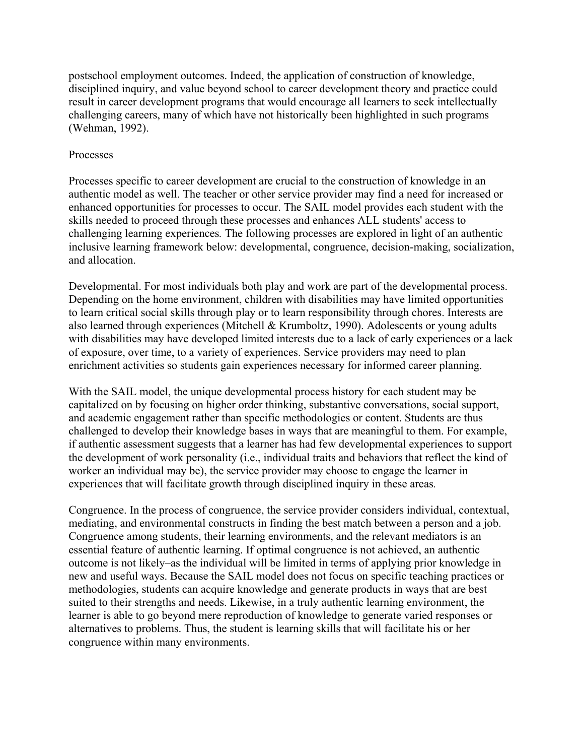postschool employment outcomes. Indeed, the application of construction of knowledge, disciplined inquiry, and value beyond school to career development theory and practice could result in career development programs that would encourage all learners to seek intellectually challenging careers, many of which have not historically been highlighted in such programs (Wehman, 1992).

## Processes

Processes specific to career development are crucial to the construction of knowledge in an authentic model as well. The teacher or other service provider may find a need for increased or enhanced opportunities for processes to occur. The SAIL model provides each student with the skills needed to proceed through these processes and enhances ALL students' access to challenging learning experiences. The following processes are explored in light of an authentic inclusive learning framework below: developmental, congruence, decision-making, socialization, and allocation.

Developmental. For most individuals both play and work are part of the developmental process. Depending on the home environment, children with disabilities may have limited opportunities to learn critical social skills through play or to learn responsibility through chores. Interests are also learned through experiences (Mitchell & Krumboltz, 1990). Adolescents or young adults with disabilities may have developed limited interests due to a lack of early experiences or a lack of exposure, over time, to a variety of experiences. Service providers may need to plan enrichment activities so students gain experiences necessary for informed career planning.

With the SAIL model, the unique developmental process history for each student may be capitalized on by focusing on higher order thinking, substantive conversations, social support, and academic engagement rather than specific methodologies or content. Students are thus challenged to develop their knowledge bases in ways that are meaningful to them. For example, if authentic assessment suggests that a learner has had few developmental experiences to support the development of work personality (i.e., individual traits and behaviors that reflect the kind of worker an individual may be), the service provider may choose to engage the learner in experiences that will facilitate growth through disciplined inquiry in these areas.

Congruence. In the process of congruence, the service provider considers individual, contextual, mediating, and environmental constructs in finding the best match between a person and a job. Congruence among students, their learning environments, and the relevant mediators is an essential feature of authentic learning. If optimal congruence is not achieved, an authentic outcome is not likely–as the individual will be limited in terms of applying prior knowledge in new and useful ways. Because the SAIL model does not focus on specific teaching practices or methodologies, students can acquire knowledge and generate products in ways that are best suited to their strengths and needs. Likewise, in a truly authentic learning environment, the learner is able to go beyond mere reproduction of knowledge to generate varied responses or alternatives to problems. Thus, the student is learning skills that will facilitate his or her congruence within many environments.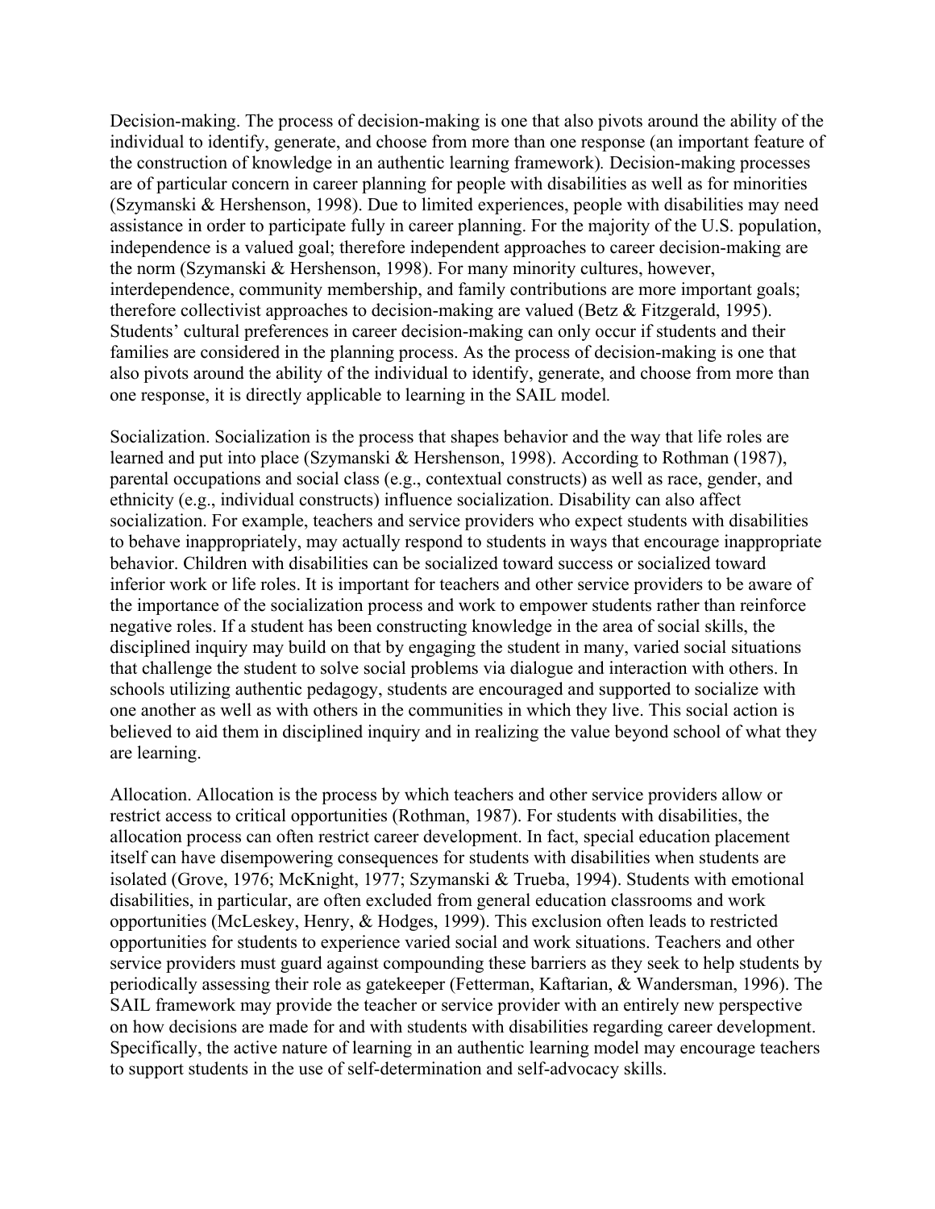Decision-making. The process of decision-making is one that also pivots around the ability of the individual to identify, generate, and choose from more than one response (an important feature of the construction of knowledge in an authentic learning framework). Decision-making processes are of particular concern in career planning for people with disabilities as well as for minorities (Szymanski & Hershenson, 1998). Due to limited experiences, people with disabilities may need assistance in order to participate fully in career planning. For the majority of the U.S. population, independence is a valued goal; therefore independent approaches to career decision-making are the norm (Szymanski & Hershenson, 1998). For many minority cultures, however, interdependence, community membership, and family contributions are more important goals; therefore collectivist approaches to decision-making are valued (Betz & Fitzgerald, 1995). Students' cultural preferences in career decision-making can only occur if students and their families are considered in the planning process. As the process of decision-making is one that also pivots around the ability of the individual to identify, generate, and choose from more than one response, it is directly applicable to learning in the SAIL model.

Socialization. Socialization is the process that shapes behavior and the way that life roles are learned and put into place (Szymanski & Hershenson, 1998). According to Rothman (1987), parental occupations and social class (e.g., contextual constructs) as well as race, gender, and ethnicity (e.g., individual constructs) influence socialization. Disability can also affect socialization. For example, teachers and service providers who expect students with disabilities to behave inappropriately, may actually respond to students in ways that encourage inappropriate behavior. Children with disabilities can be socialized toward success or socialized toward inferior work or life roles. It is important for teachers and other service providers to be aware of the importance of the socialization process and work to empower students rather than reinforce negative roles. If a student has been constructing knowledge in the area of social skills, the disciplined inquiry may build on that by engaging the student in many, varied social situations that challenge the student to solve social problems via dialogue and interaction with others. In schools utilizing authentic pedagogy, students are encouraged and supported to socialize with one another as well as with others in the communities in which they live. This social action is believed to aid them in disciplined inquiry and in realizing the value beyond school of what they are learning.

Allocation. Allocation is the process by which teachers and other service providers allow or restrict access to critical opportunities (Rothman, 1987). For students with disabilities, the allocation process can often restrict career development. In fact, special education placement itself can have disempowering consequences for students with disabilities when students are isolated (Grove, 1976; McKnight, 1977; Szymanski & Trueba, 1994). Students with emotional disabilities, in particular, are often excluded from general education classrooms and work opportunities (McLeskey, Henry, & Hodges, 1999). This exclusion often leads to restricted opportunities for students to experience varied social and work situations. Teachers and other service providers must guard against compounding these barriers as they seek to help students by periodically assessing their role as gatekeeper (Fetterman, Kaftarian, & Wandersman, 1996). The SAIL framework may provide the teacher or service provider with an entirely new perspective on how decisions are made for and with students with disabilities regarding career development. Specifically, the active nature of learning in an authentic learning model may encourage teachers to support students in the use of self-determination and self-advocacy skills.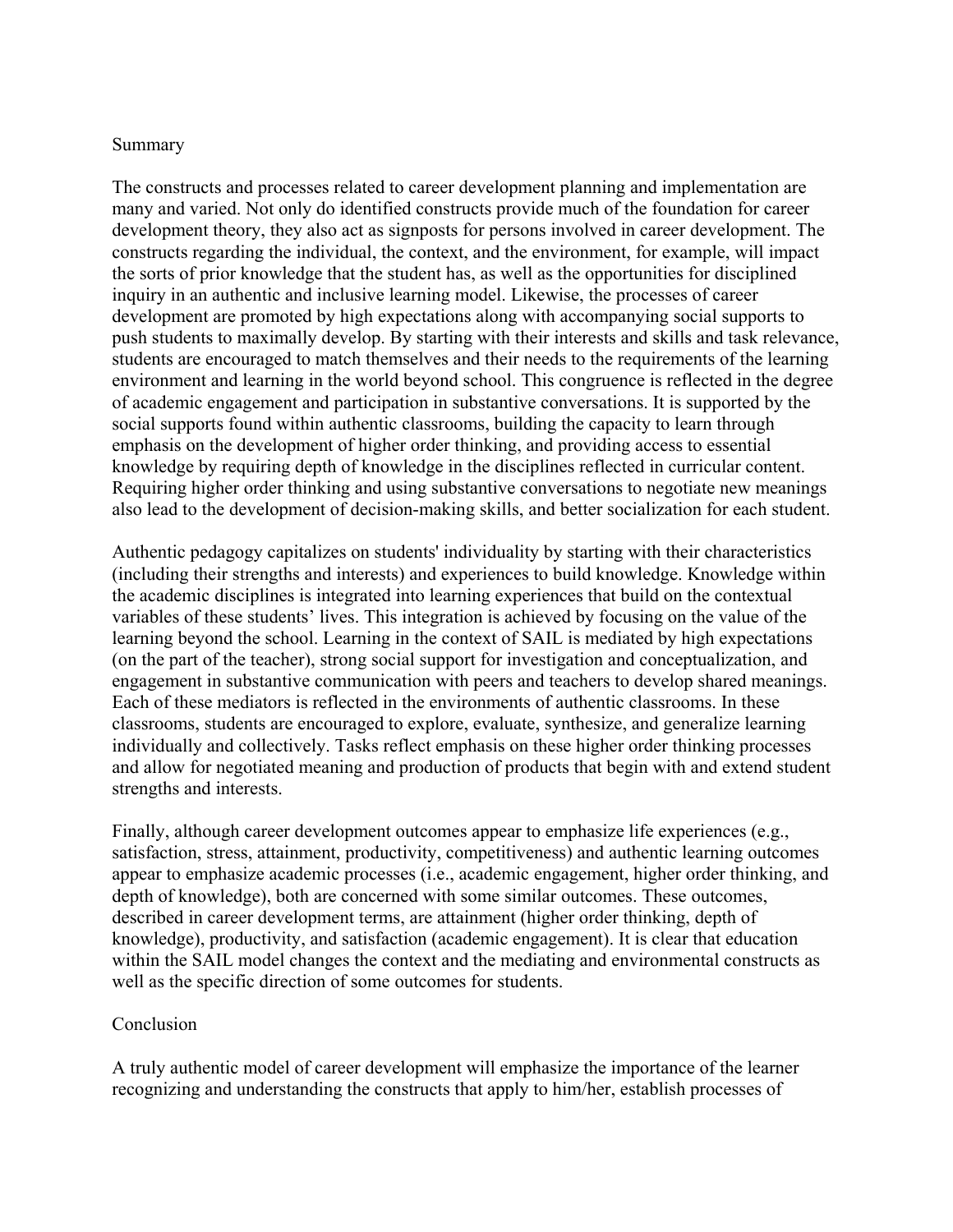## Summary

The constructs and processes related to career development planning and implementation are many and varied. Not only do identified constructs provide much of the foundation for career development theory, they also act as signposts for persons involved in career development. The constructs regarding the individual, the context, and the environment, for example, will impact the sorts of prior knowledge that the student has, as well as the opportunities for disciplined inquiry in an authentic and inclusive learning model. Likewise, the processes of career development are promoted by high expectations along with accompanying social supports to push students to maximally develop. By starting with their interests and skills and task relevance, students are encouraged to match themselves and their needs to the requirements of the learning environment and learning in the world beyond school. This congruence is reflected in the degree of academic engagement and participation in substantive conversations. It is supported by the social supports found within authentic classrooms, building the capacity to learn through emphasis on the development of higher order thinking, and providing access to essential knowledge by requiring depth of knowledge in the disciplines reflected in curricular content. Requiring higher order thinking and using substantive conversations to negotiate new meanings also lead to the development of decision-making skills, and better socialization for each student.

Authentic pedagogy capitalizes on students' individuality by starting with their characteristics (including their strengths and interests) and experiences to build knowledge. Knowledge within the academic disciplines is integrated into learning experiences that build on the contextual variables of these students' lives. This integration is achieved by focusing on the value of the learning beyond the school. Learning in the context of SAIL is mediated by high expectations (on the part of the teacher), strong social support for investigation and conceptualization, and engagement in substantive communication with peers and teachers to develop shared meanings. Each of these mediators is reflected in the environments of authentic classrooms. In these classrooms, students are encouraged to explore, evaluate, synthesize, and generalize learning individually and collectively. Tasks reflect emphasis on these higher order thinking processes and allow for negotiated meaning and production of products that begin with and extend student strengths and interests.

Finally, although career development outcomes appear to emphasize life experiences (e.g., satisfaction, stress, attainment, productivity, competitiveness) and authentic learning outcomes appear to emphasize academic processes (i.e., academic engagement, higher order thinking, and depth of knowledge), both are concerned with some similar outcomes. These outcomes, described in career development terms, are attainment (higher order thinking, depth of knowledge), productivity, and satisfaction (academic engagement). It is clear that education within the SAIL model changes the context and the mediating and environmental constructs as well as the specific direction of some outcomes for students.

## Conclusion

A truly authentic model of career development will emphasize the importance of the learner recognizing and understanding the constructs that apply to him/her, establish processes of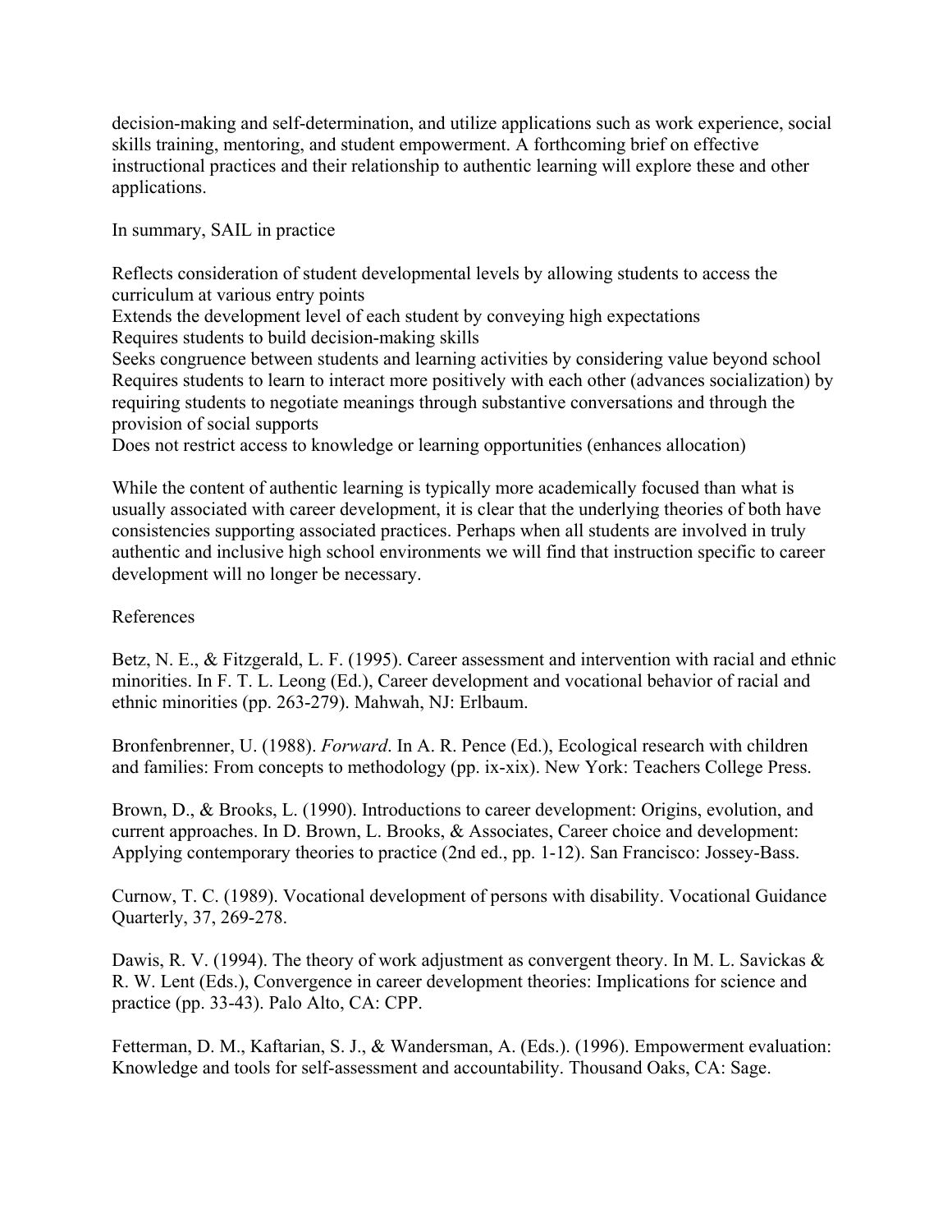decision-making and self-determination, and utilize applications such as work experience, social skills training, mentoring, and student empowerment. A forthcoming brief on effective instructional practices and their relationship to authentic learning will explore these and other applications.

In summary, SAIL in practice

- Reflects consideration of student developmental levels by allowing students to access the curriculum at various entry points
- Extends the development level of each student by conveying high expectations
- Requires students to build decision-making skills
- Seeks congruence between students and learning activities by considering value beyond school
- Requires students to learn to interact more positively with each other (advances socialization) by requiring students to negotiate meanings through substantive conversations and through the provision of social supports
- Does not restrict access to knowledge or learning opportunities (enhances allocation)

While the content of authentic learning is typically more academically focused than what is usually associated with career development, it is clear that the underlying theories of both have consistencies supporting associated practices. Perhaps when all students are involved in truly authentic and inclusive high school environments we will find that instruction specific to career development will no longer be necessary.

## References

Betz, N. E., & Fitzgerald, L. F. (1995). Career assessment and intervention with racial and ethnic minorities. In F. T. L. Leong (Ed.), Career development and vocational behavior of racial and ethnic minorities (pp. 263-279). Mahwah, NJ: Erlbaum.

Bronfenbrenner, U. (1988). *Forward*. In A. R. Pence (Ed.), Ecological research with children and families: From concepts to methodology (pp. ix-xix). New York: Teachers College Press.

Brown, D., & Brooks, L. (1990). Introductions to career development: Origins, evolution, and current approaches. In D. Brown, L. Brooks, & Associates, Career choice and development: Applying contemporary theories to practice (2nd ed., pp. 1-12). San Francisco: Jossey-Bass.

Curnow, T. C. (1989). Vocational development of persons with disability. Vocational Guidance Quarterly, 37, 269-278.

Dawis, R. V. (1994). The theory of work adjustment as convergent theory. In M. L. Savickas & R. W. Lent (Eds.), Convergence in career development theories: Implications for science and practice (pp. 33-43). Palo Alto, CA: CPP.

Fetterman, D. M., Kaftarian, S. J., & Wandersman, A. (Eds.). (1996). Empowerment evaluation: Knowledge and tools for self-assessment and accountability. Thousand Oaks, CA: Sage.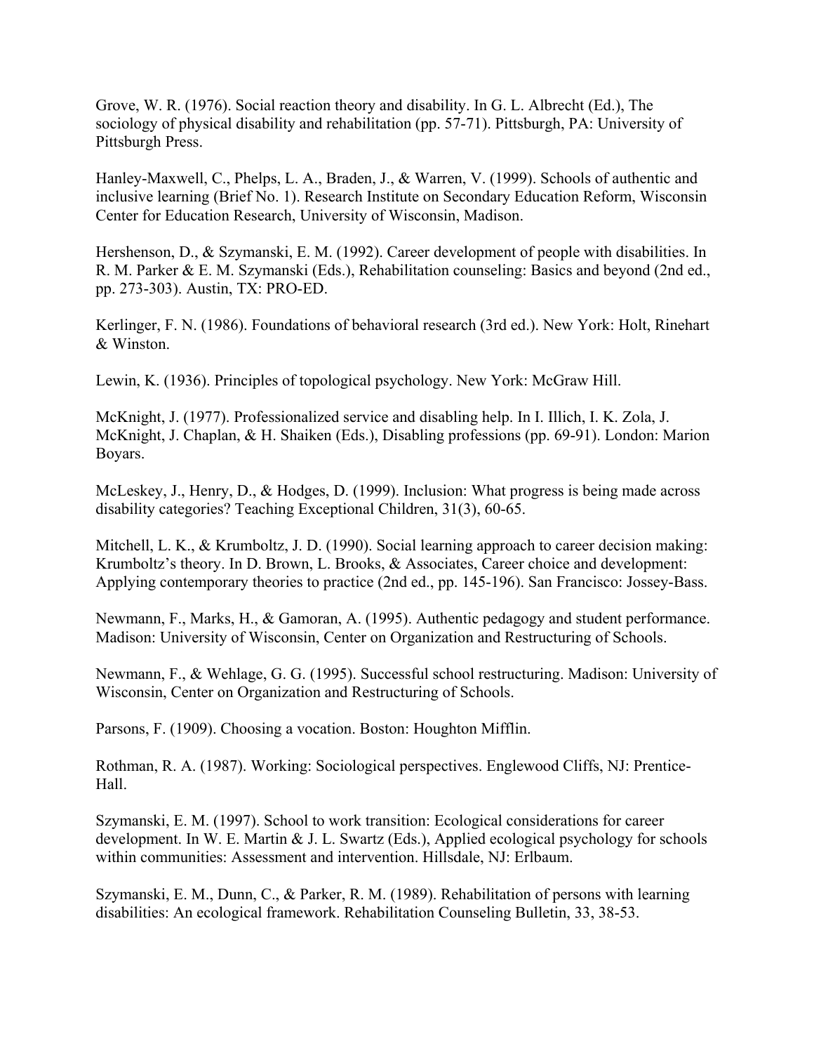Grove, W. R. (1976). Social reaction theory and disability. In G. L. Albrecht (Ed.), The sociology of physical disability and rehabilitation (pp. 57-71). Pittsburgh, PA: University of Pittsburgh Press.

Hanley-Maxwell, C., Phelps, L. A., Braden, J., & Warren, V. (1999). Schools of authentic and inclusive learning (Brief No. 1). Research Institute on Secondary Education Reform, Wisconsin Center for Education Research, University of Wisconsin, Madison.

Hershenson, D., & Szymanski, E. M. (1992). Career development of people with disabilities. In R. M. Parker & E. M. Szymanski (Eds.), Rehabilitation counseling: Basics and beyond (2nd ed., pp. 273-303). Austin, TX: PRO-ED.

Kerlinger, F. N. (1986). Foundations of behavioral research (3rd ed.). New York: Holt, Rinehart & Winston.

Lewin, K. (1936). Principles of topological psychology. New York: McGraw Hill.

McKnight, J. (1977). Professionalized service and disabling help. In I. Illich, I. K. Zola, J. McKnight, J. Chaplan, & H. Shaiken (Eds.), Disabling professions (pp. 69-91). London: Marion Boyars.

McLeskey, J., Henry, D., & Hodges, D. (1999). Inclusion: What progress is being made across disability categories? Teaching Exceptional Children, 31(3), 60-65.

Mitchell, L. K., & Krumboltz, J. D. (1990). Social learning approach to career decision making: Krumboltz's theory. In D. Brown, L. Brooks, & Associates, Career choice and development: Applying contemporary theories to practice (2nd ed., pp. 145-196). San Francisco: Jossey-Bass.

Newmann, F., Marks, H., & Gamoran, A. (1995). Authentic pedagogy and student performance. Madison: University of Wisconsin, Center on Organization and Restructuring of Schools.

Newmann, F., & Wehlage, G. G. (1995). Successful school restructuring. Madison: University of Wisconsin, Center on Organization and Restructuring of Schools.

Parsons, F. (1909). Choosing a vocation. Boston: Houghton Mifflin.

Rothman, R. A. (1987). Working: Sociological perspectives. Englewood Cliffs, NJ: Prentice-Hall.

Szymanski, E. M. (1997). School to work transition: Ecological considerations for career development. In W. E. Martin & J. L. Swartz (Eds.), Applied ecological psychology for schools within communities: Assessment and intervention. Hillsdale, NJ: Erlbaum.

Szymanski, E. M., Dunn, C., & Parker, R. M. (1989). Rehabilitation of persons with learning disabilities: An ecological framework. Rehabilitation Counseling Bulletin, 33, 38-53.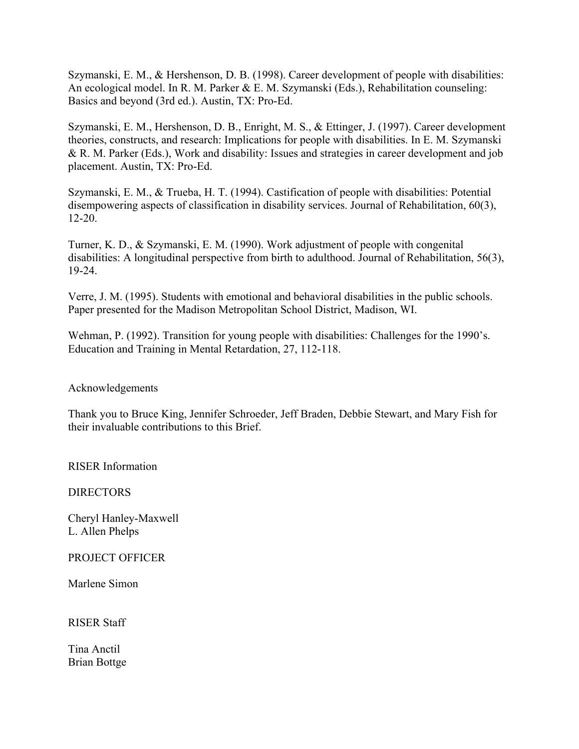Szymanski, E. M., & Hershenson, D. B. (1998). Career development of people with disabilities: An ecological model. In R. M. Parker & E. M. Szymanski (Eds.), Rehabilitation counseling: Basics and beyond (3rd ed.). Austin, TX: Pro-Ed.

Szymanski, E. M., Hershenson, D. B., Enright, M. S., & Ettinger, J. (1997). Career development theories, constructs, and research: Implications for people with disabilities. In E. M. Szymanski & R. M. Parker (Eds.), Work and disability: Issues and strategies in career development and job placement. Austin, TX: Pro-Ed.

Szymanski, E. M., & Trueba, H. T. (1994). Castification of people with disabilities: Potential disempowering aspects of classification in disability services. Journal of Rehabilitation, 60(3), 12-20.

Turner, K. D., & Szymanski, E. M. (1990). Work adjustment of people with congenital disabilities: A longitudinal perspective from birth to adulthood. Journal of Rehabilitation, 56(3), 19-24.

Verre, J. M. (1995). Students with emotional and behavioral disabilities in the public schools. Paper presented for the Madison Metropolitan School District, Madison, WI.

Wehman, P. (1992). Transition for young people with disabilities: Challenges for the 1990's. Education and Training in Mental Retardation, 27, 112-118.

## Acknowledgements

Thank you to Bruce King, Jennifer Schroeder, Jeff Braden, Debbie Stewart, and Mary Fish for their invaluable contributions to this Brief.

## RISER Information

DIRECTORS

Cheryl Hanley-Maxwell
L. Allen Phelps

PROJECT OFFICER

Marlene Simon

RISER Staff

Tina Anctil
Brian Bottge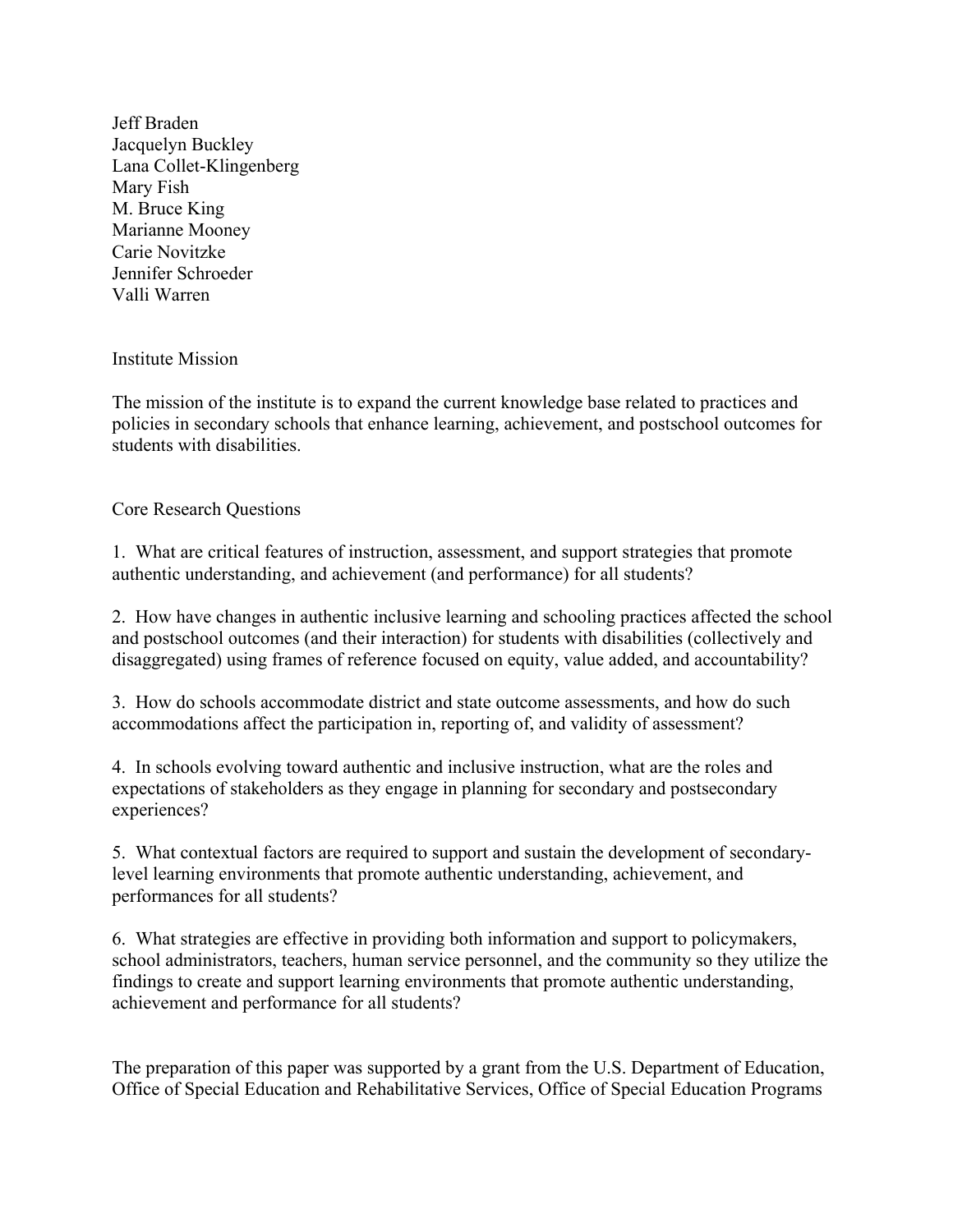Jeff Braden
Jacquelyn Buckley
Lana Collet-Klingenberg
Mary Fish
M. Bruce King
Marianne Mooney
Carie Novitzke
Jennifer Schroeder
Valli Warren

## Institute Mission

The mission of the institute is to expand the current knowledge base related to practices and policies in secondary schools that enhance learning, achievement, and postschool outcomes for students with disabilities.

## Core Research Questions

1. What are critical features of instruction, assessment, and support strategies that promote authentic understanding, and achievement (and performance) for all students?

2. How have changes in authentic inclusive learning and schooling practices affected the school and postschool outcomes (and their interaction) for students with disabilities (collectively and disaggregated) using frames of reference focused on equity, value added, and accountability?

3. How do schools accommodate district and state outcome assessments, and how do such accommodations affect the participation in, reporting of, and validity of assessment?

4. In schools evolving toward authentic and inclusive instruction, what are the roles and expectations of stakeholders as they engage in planning for secondary and postsecondary experiences?

5. What contextual factors are required to support and sustain the development of secondary-level learning environments that promote authentic understanding, achievement, and performances for all students?

6. What strategies are effective in providing both information and support to policymakers, school administrators, teachers, human service personnel, and the community so they utilize the findings to create and support learning environments that promote authentic understanding, achievement and performance for all students?

The preparation of this paper was supported by a grant from the U.S. Department of Education, Office of Special Education and Rehabilitative Services, Office of Special Education Programs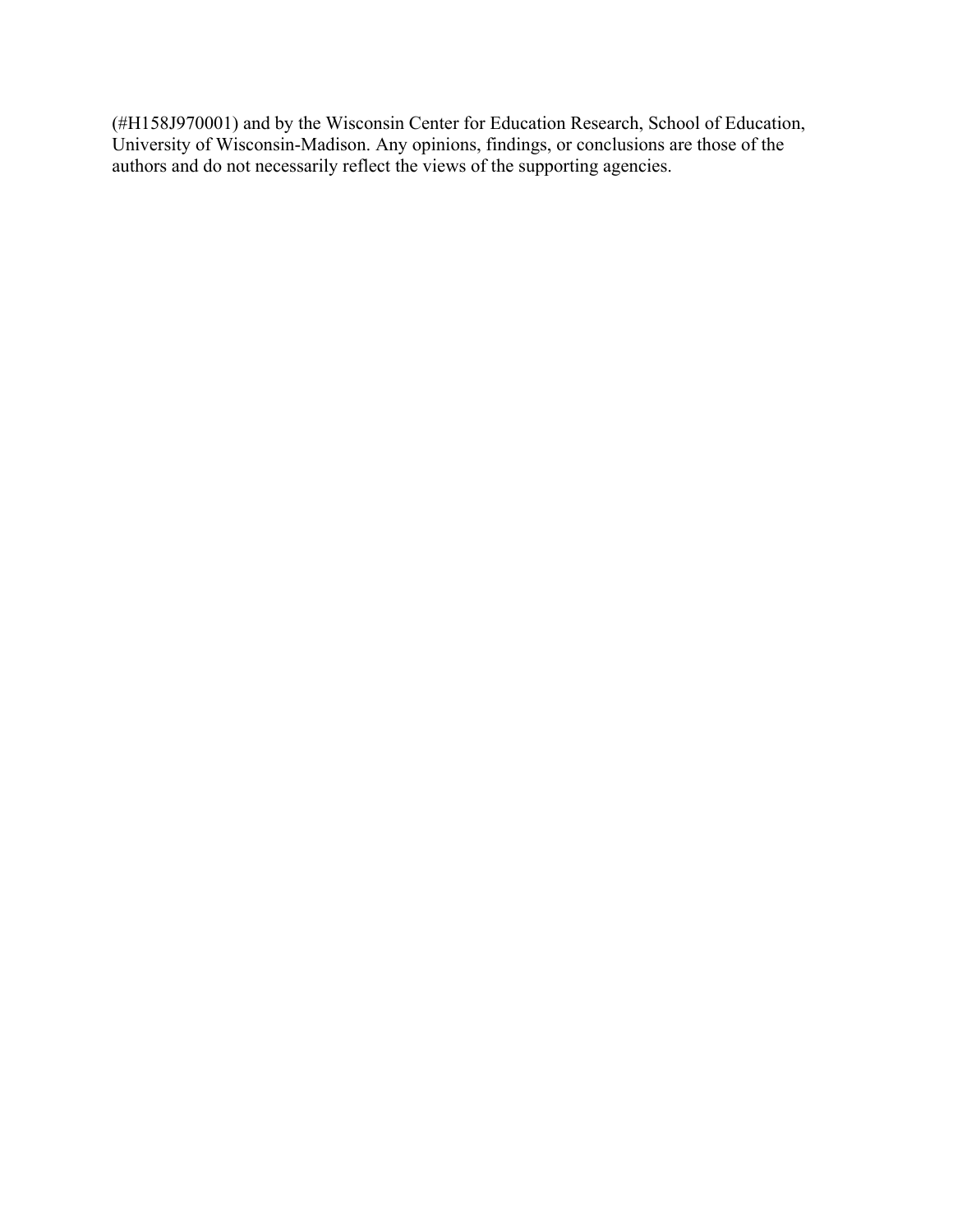(#H158J970001) and by the Wisconsin Center for Education Research, School of Education, University of Wisconsin-Madison. Any opinions, findings, or conclusions are those of the authors and do not necessarily reflect the views of the supporting agencies.